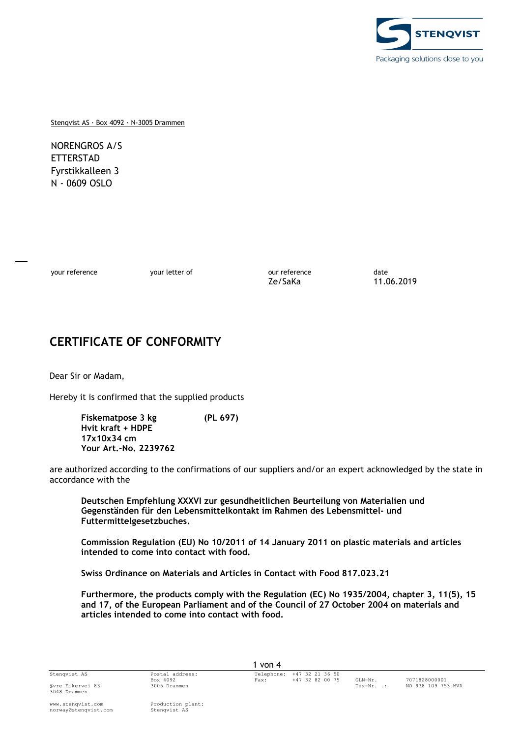STENQVIST
Packaging solutions close to you

Stenqvist AS · Box 4092 · N-3005 Drammen

NORENGROS A/S
ETTERSTAD
Fyrstikkalleen 3
N - 0609 OSLO

| your reference | your letter of | our reference | date |
| --- | --- | --- | --- |
| | | Ze/SaKa | 11.06.2019 |

# CERTIFICATE OF CONFORMITY

Dear Sir or Madam,

Hereby it is confirmed that the supplied products

**Fiskematpose 3 kg (PL 697)**
**Hvit kraft + HDPE**
**17x10x34 cm**
**Your Art.-No. 2239762**

are authorized according to the confirmations of our suppliers and/or an expert acknowledged by the state in accordance with the

**Deutschen Empfehlung XXXVI zur gesundheitlichen Beurteilung von Materialien und Gegenständen für den Lebensmittelkontakt im Rahmen des Lebensmittel- und Futtermittelgesetzbuches.**

**Commission Regulation (EU) No 10/2011 of 14 January 2011 on plastic materials and articles intended to come into contact with food.**

**Swiss Ordinance on Materials and Articles in Contact with Food 817.023.21**

**Furthermore, the products comply with the Regulation (EC) No 1935/2004, chapter 3, 11(5), 15 and 17, of the European Parliament and of the Council of 27 October 2004 on materials and articles intended to come into contact with food.**

Stenqvist AS
Øvre Eikervei 83
3048 Drammen

www.stenqvist.com
norway@stenqvist.com

Postal address:
Box 4092
3005 Drammen

Production plant:
Stenqvist AS

Telephone: +47 32 21 36 50
Fax: +47 32 82 00 75

GLN-Nr. 7071828000001
Tax-Nr.: NO 938 109 753 MVA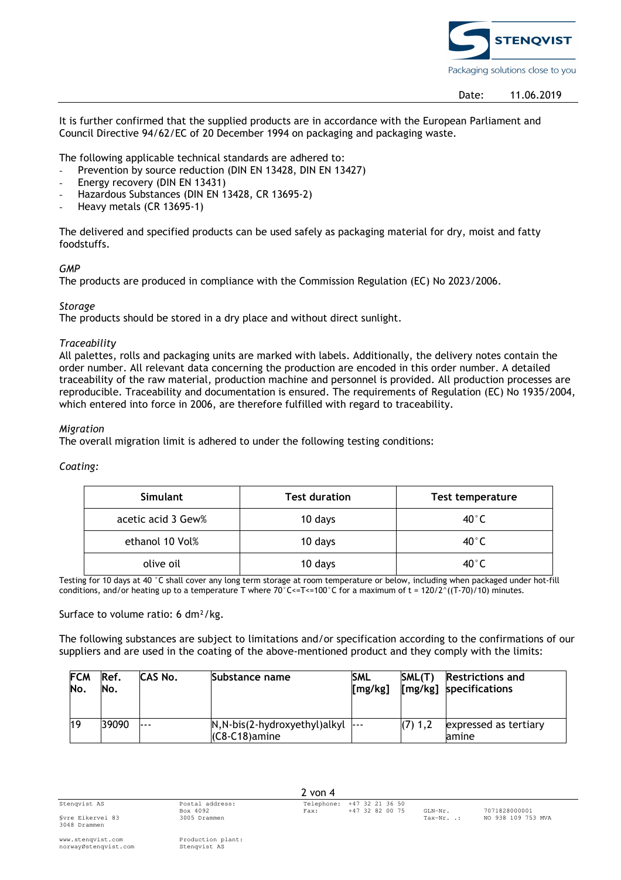Date: 11.06.2019

It is further confirmed that the supplied products are in accordance with the European Parliament and Council Directive 94/62/EC of 20 December 1994 on packaging and packaging waste.

The following applicable technical standards are adhered to:

- Prevention by source reduction (DIN EN 13428, DIN EN 13427)
- Energy recovery (DIN EN 13431)
- Hazardous Substances (DIN EN 13428, CR 13695-2)
- Heavy metals (CR 13695-1)

The delivered and specified products can be used safely as packaging material for dry, moist and fatty foodstuffs.

*GMP*

The products are produced in compliance with the Commission Regulation (EC) No 2023/2006.

*Storage*

The products should be stored in a dry place and without direct sunlight.

*Traceability*

All palettes, rolls and packaging units are marked with labels. Additionally, the delivery notes contain the order number. All relevant data concerning the production are encoded in this order number. A detailed traceability of the raw material, production machine and personnel is provided. All production processes are reproducible. Traceability and documentation is ensured. The requirements of Regulation (EC) No 1935/2004, which entered into force in 2006, are therefore fulfilled with regard to traceability.

*Migration*

The overall migration limit is adhered to under the following testing conditions:

*Coating:*

| Simulant | Test duration | Test temperature |
|---|---|---|
| acetic acid 3 Gew% | 10 days | 40°C |
| ethanol 10 Vol% | 10 days | 40°C |
| olive oil | 10 days | 40°C |

Testing for 10 days at 40 °C shall cover any long term storage at room temperature or below, including when packaged under hot-fill conditions, and/or heating up to a temperature T where 70°C<=T<=100°C for a maximum of t = 120/2^((T-70)/10) minutes.

Surface to volume ratio: 6 $dm^2$/kg.

The following substances are subject to limitations and/or specification according to the confirmations of our suppliers and are used in the coating of the above-mentioned product and they comply with the limits:

| FCM No. | Ref. No. | CAS No. | Substance name | SML [mg/kg] | SML(T) [mg/kg] | Restrictions and specifications |
|---|---|---|---|---|---|---|
| 19 | 39090 | --- | N,N-bis(2-hydroxyethyl)alkyl (C8-C18)amine | --- | (7) 1,2 | expressed as tertiary amine |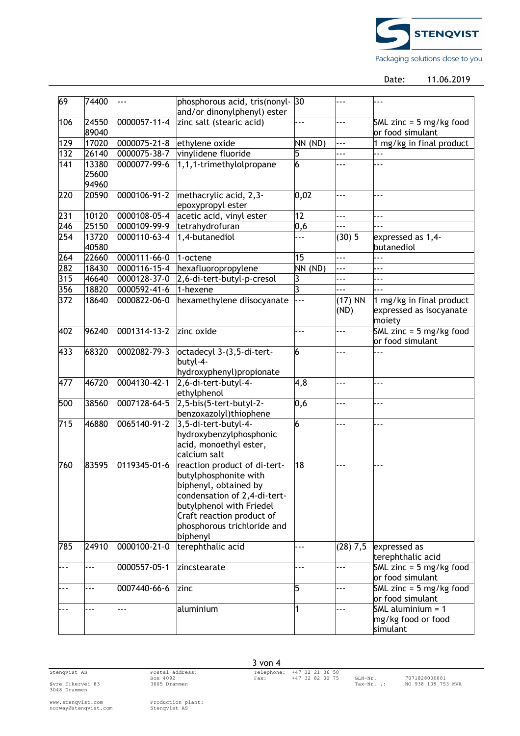| | | | | | | |
|---|---|---|---|---|---|---|
| 69 | 74400 | --- | phosphorous acid, tris(nonyl- and/or dinonylphenyl) ester | 30 | --- | --- |
| 106 | 24550 89040 | 0000057-11-4 | zinc salt (stearic acid) | --- | --- | SML zinc = 5 mg/kg food or food simulant |
| 129 | 17020 | 0000075-21-8 | ethylene oxide | NN (ND) | --- | 1 mg/kg in final product |
| 132 | 26140 | 0000075-38-7 | vinylidene fluoride | 5 | --- | --- |
| 141 | 13380 25600 94960 | 0000077-99-6 | 1,1,1-trimethylolpropane | 6 | --- | --- |
| 220 | 20590 | 0000106-91-2 | methacrylic acid, 2,3-epoxypropyl ester | 0,02 | --- | --- |
| 231 | 10120 | 0000108-05-4 | acetic acid, vinyl ester | 12 | --- | --- |
| 246 | 25150 | 0000109-99-9 | tetrahydrofuran | 0,6 | --- | --- |
| 254 | 13720 40580 | 0000110-63-4 | 1,4-butanediol | --- | (30) 5 | expressed as 1,4-butanediol |
| 264 | 22660 | 0000111-66-0 | 1-octene | 15 | --- | --- |
| 282 | 18430 | 0000116-15-4 | hexafluoropropylene | NN (ND) | --- | --- |
| 315 | 46640 | 0000128-37-0 | 2,6-di-tert-butyl-p-cresol | 3 | --- | --- |
| 356 | 18820 | 0000592-41-6 | 1-hexene | 3 | --- | --- |
| 372 | 18640 | 0000822-06-0 | hexamethylene diisocyanate | --- | (17) NN (ND) | 1 mg/kg in final product expressed as isocyanate moiety |
| 402 | 96240 | 0001314-13-2 | zinc oxide | --- | --- | SML zinc = 5 mg/kg food or food simulant |
| 433 | 68320 | 0002082-79-3 | octadecyl 3-(3,5-di-tert-butyl-4-hydroxyphenyl)propionate | 6 | --- | --- |
| 477 | 46720 | 0004130-42-1 | 2,6-di-tert-butyl-4-ethylphenol | 4,8 | --- | --- |
| 500 | 38560 | 0007128-64-5 | 2,5-bis(5-tert-butyl-2-benzoxazolyl)thiophene | 0,6 | --- | --- |
| 715 | 46880 | 0065140-91-2 | 3,5-di-tert-butyl-4-hydroxybenzylphosphonic acid, monoethyl ester, calcium salt | 6 | --- | --- |
| 760 | 83595 | 0119345-01-6 | reaction product of di-tert-butylphosphonite with biphenyl, obtained by condensation of 2,4-di-tert-butylphenol with Friedel Craft reaction product of phosphorous trichloride and biphenyl | 18 | --- | --- |
| 785 | 24910 | 0000100-21-0 | terephthalic acid | --- | (28) 7,5 | expressed as terephthalic acid |
| --- | --- | 0000557-05-1 | zincstearate | --- | --- | SML zinc = 5 mg/kg food or food simulant |
| --- | --- | 0007440-66-6 | zinc | 5 | --- | SML zinc = 5 mg/kg food or food simulant |
| --- | --- | --- | aluminium | 1 | --- | SML aluminium = 1 mg/kg food or food simulant |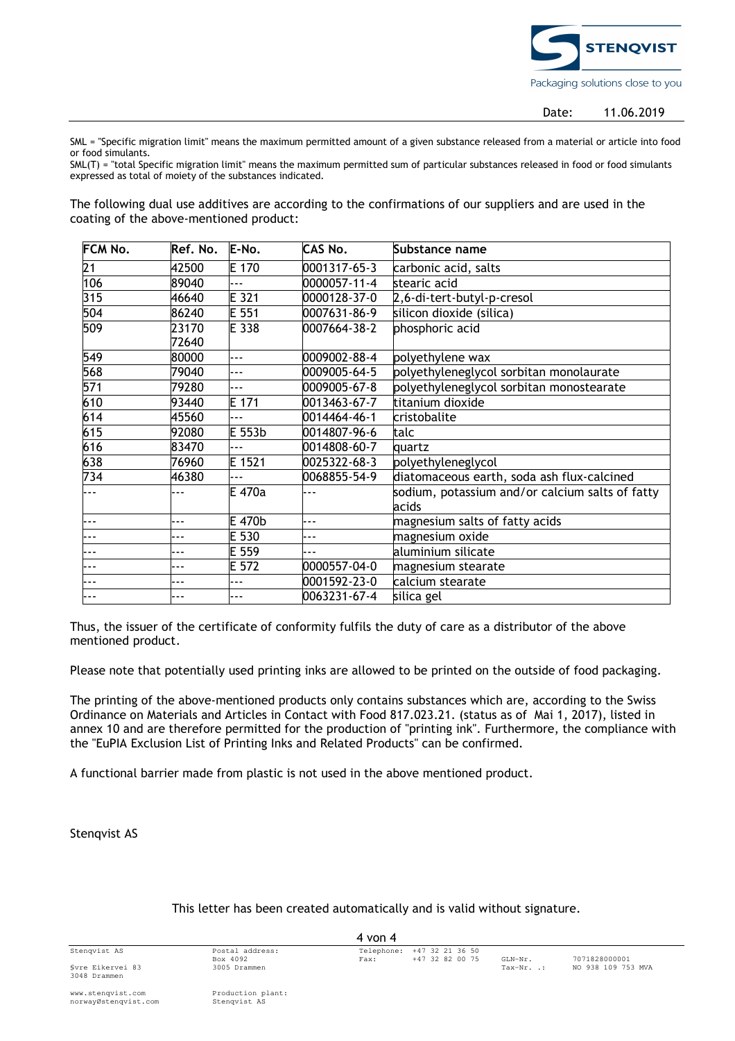Date: 11.06.2019

SML = "Specific migration limit" means the maximum permitted amount of a given substance released from a material or article into food or food simulants.
SML(T) = "total Specific migration limit" means the maximum permitted sum of particular substances released in food or food simulants expressed as total of moiety of the substances indicated.

The following dual use additives are according to the confirmations of our suppliers and are used in the coating of the above-mentioned product:

| FCM No. | Ref. No. | E-No. | CAS No. | Substance name |
|---|---|---|---|---|
| 21 | 42500 | E 170 | 0001317-65-3 | carbonic acid, salts |
| 106 | 89040 | --- | 0000057-11-4 | stearic acid |
| 315 | 46640 | E 321 | 0000128-37-0 | 2,6-di-tert-butyl-p-cresol |
| 504 | 86240 | E 551 | 0007631-86-9 | silicon dioxide (silica) |
| 509 | 23170<br>72640 | E 338 | 0007664-38-2 | phosphoric acid |
| 549 | 80000 | --- | 0009002-88-4 | polyethylene wax |
| 568 | 79040 | --- | 0009005-64-5 | polyethyleneglycol sorbitan monolaurate |
| 571 | 79280 | --- | 0009005-67-8 | polyethyleneglycol sorbitan monostearate |
| 610 | 93440 | E 171 | 0013463-67-7 | titanium dioxide |
| 614 | 45560 | --- | 0014464-46-1 | cristobalite |
| 615 | 92080 | E 553b | 0014807-96-6 | talc |
| 616 | 83470 | --- | 0014808-60-7 | quartz |
| 638 | 76960 | E 1521 | 0025322-68-3 | polyethyleneglycol |
| 734 | 46380 | --- | 0068855-54-9 | diatomaceous earth, soda ash flux-calcined |
| --- | --- | E 470a | --- | sodium, potassium and/or calcium salts of fatty acids |
| --- | --- | E 470b | --- | magnesium salts of fatty acids |
| --- | --- | E 530 | --- | magnesium oxide |
| --- | --- | E 559 | --- | aluminium silicate |
| --- | --- | E 572 | 0000557-04-0 | magnesium stearate |
| --- | --- | --- | 0001592-23-0 | calcium stearate |
| --- | --- | --- | 0063231-67-4 | silica gel |

Thus, the issuer of the certificate of conformity fulfils the duty of care as a distributor of the above mentioned product.

Please note that potentially used printing inks are allowed to be printed on the outside of food packaging.

The printing of the above-mentioned products only contains substances which are, according to the Swiss Ordinance on Materials and Articles in Contact with Food 817.023.21. (status as of Mai 1, 2017), listed in annex 10 and are therefore permitted for the production of "printing ink". Furthermore, the compliance with the "EuPIA Exclusion List of Printing Inks and Related Products" can be confirmed.

A functional barrier made from plastic is not used in the above mentioned product.

Stenqvist AS

This letter has been created automatically and is valid without signature.

Stenqvist AS
Øvre Eikervei 83
3048 Drammen
www.stenqvist.com
norway@stenqvist.com

Postal address:
Box 4092
3005 Drammen
Production plant:
Stenqvist AS

Telephone: +47 32 21 36 50
Fax: +47 32 82 00 75

GLN-Nr. 7071828000001
Tax-Nr.: NO 938 109 753 MVA